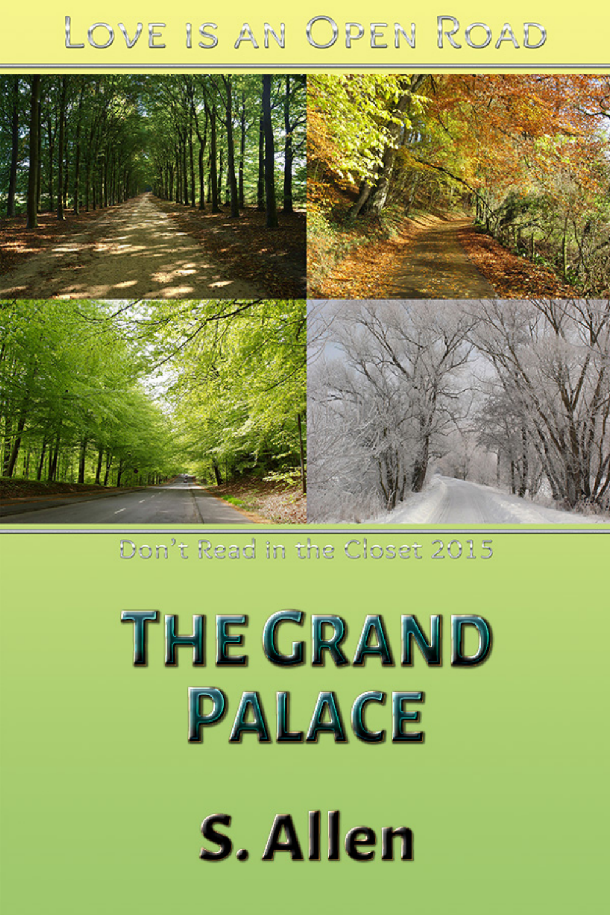Love is an Open Road

Don't Read in the Closet 2015

# The Grand Palace

S. Allen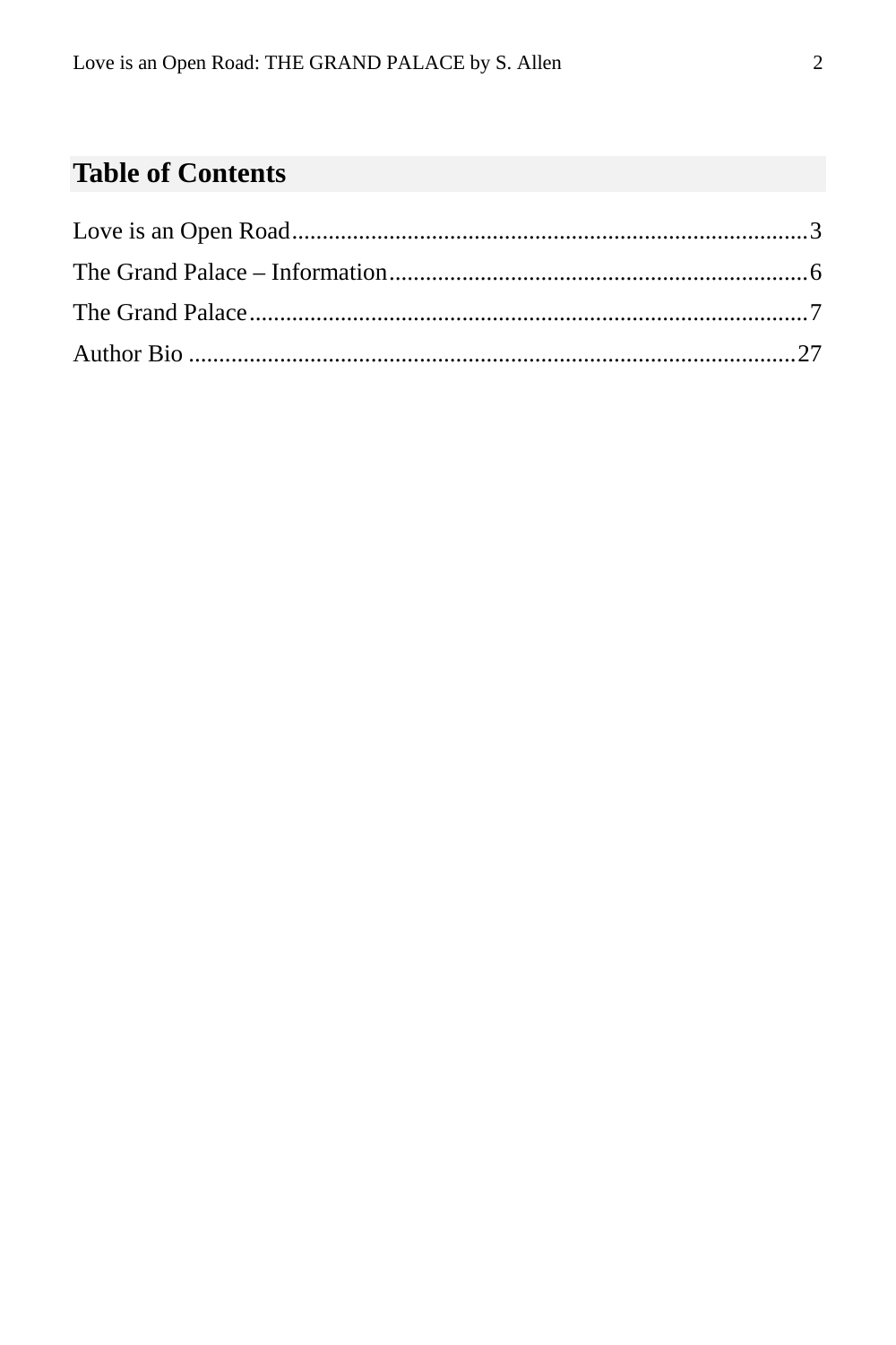## Table of Contents

Love is an Open Road....................................................................................3

The Grand Palace – Information....................................................................6

The Grand Palace...........................................................................................7

Author Bio ...................................................................................................27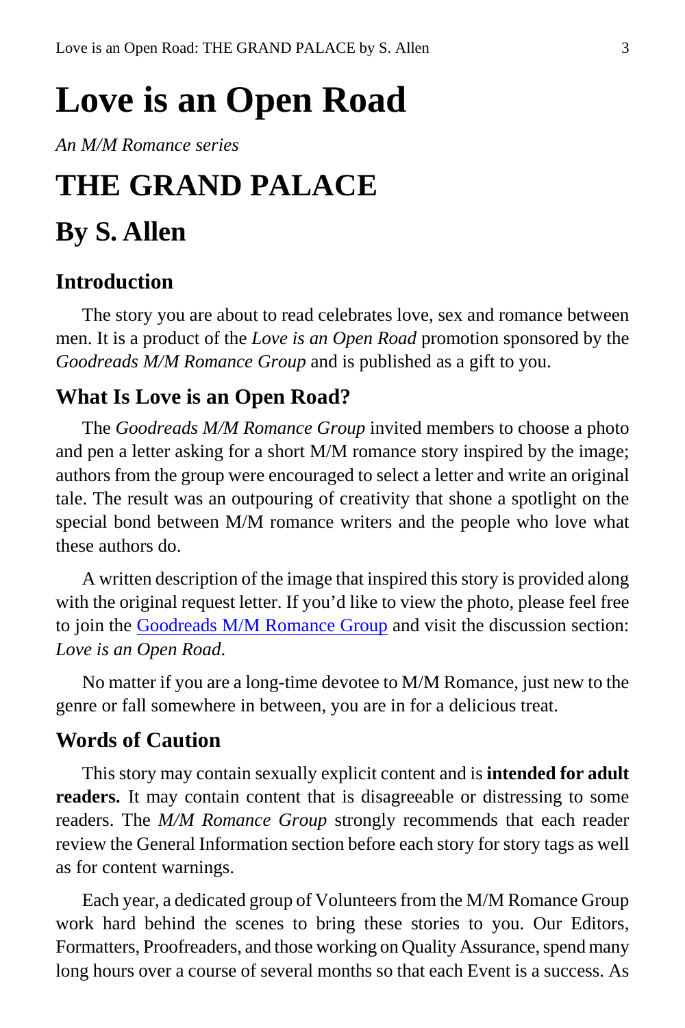# Love is an Open Road

*An M/M Romance series*

# THE GRAND PALACE

## By S. Allen

### Introduction

The story you are about to read celebrates love, sex and romance between men. It is a product of the *Love is an Open Road* promotion sponsored by the *Goodreads M/M Romance Group* and is published as a gift to you.

### What Is Love is an Open Road?

The *Goodreads M/M Romance Group* invited members to choose a photo and pen a letter asking for a short M/M romance story inspired by the image; authors from the group were encouraged to select a letter and write an original tale. The result was an outpouring of creativity that shone a spotlight on the special bond between M/M romance writers and the people who love what these authors do.

A written description of the image that inspired this story is provided along with the original request letter. If you'd like to view the photo, please feel free to join the Goodreads M/M Romance Group and visit the discussion section: *Love is an Open Road*.

No matter if you are a long-time devotee to M/M Romance, just new to the genre or fall somewhere in between, you are in for a delicious treat.

### Words of Caution

This story may contain sexually explicit content and is **intended for adult readers.** It may contain content that is disagreeable or distressing to some readers. The *M/M Romance Group* strongly recommends that each reader review the General Information section before each story for story tags as well as for content warnings.

Each year, a dedicated group of Volunteers from the M/M Romance Group work hard behind the scenes to bring these stories to you. Our Editors, Formatters, Proofreaders, and those working on Quality Assurance, spend many long hours over a course of several months so that each Event is a success. As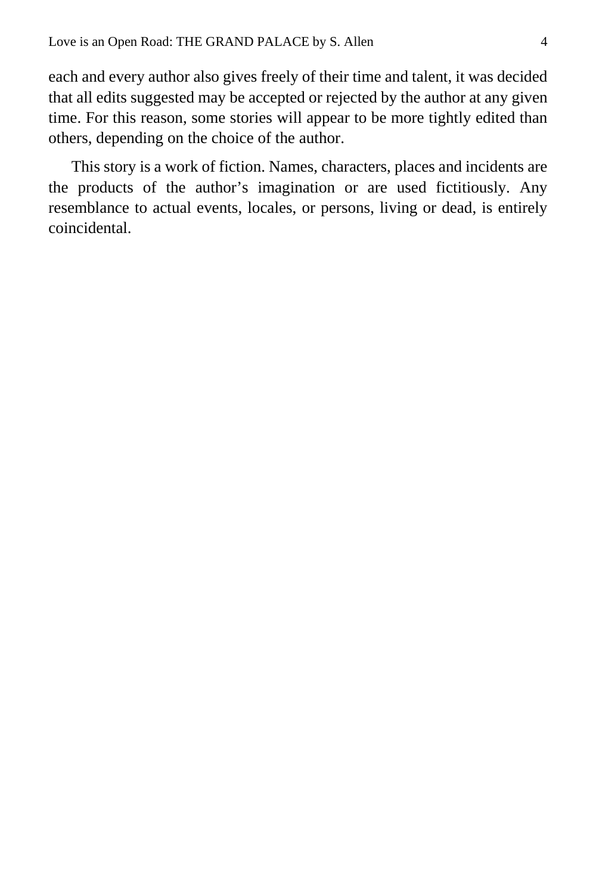each and every author also gives freely of their time and talent, it was decided that all edits suggested may be accepted or rejected by the author at any given time. For this reason, some stories will appear to be more tightly edited than others, depending on the choice of the author.

This story is a work of fiction. Names, characters, places and incidents are the products of the author's imagination or are used fictitiously. Any resemblance to actual events, locales, or persons, living or dead, is entirely coincidental.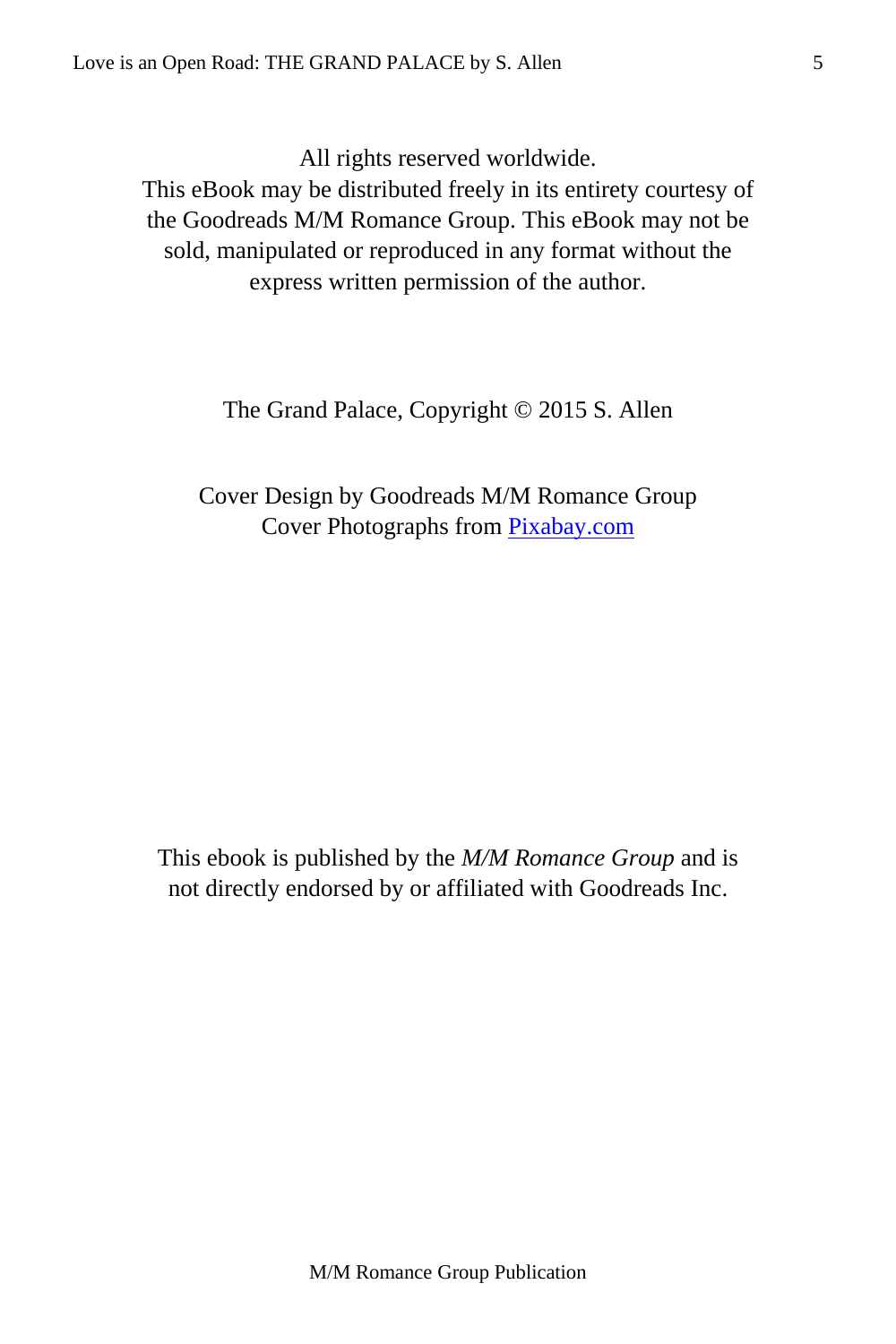All rights reserved worldwide.
This eBook may be distributed freely in its entirety courtesy of the Goodreads M/M Romance Group. This eBook may not be sold, manipulated or reproduced in any format without the express written permission of the author.

The Grand Palace, Copyright © 2015 S. Allen

Cover Design by Goodreads M/M Romance Group
Cover Photographs from [Pixabay.com](Pixabay.com)

This ebook is published by the *M/M Romance Group* and is not directly endorsed by or affiliated with Goodreads Inc.

M/M Romance Group Publication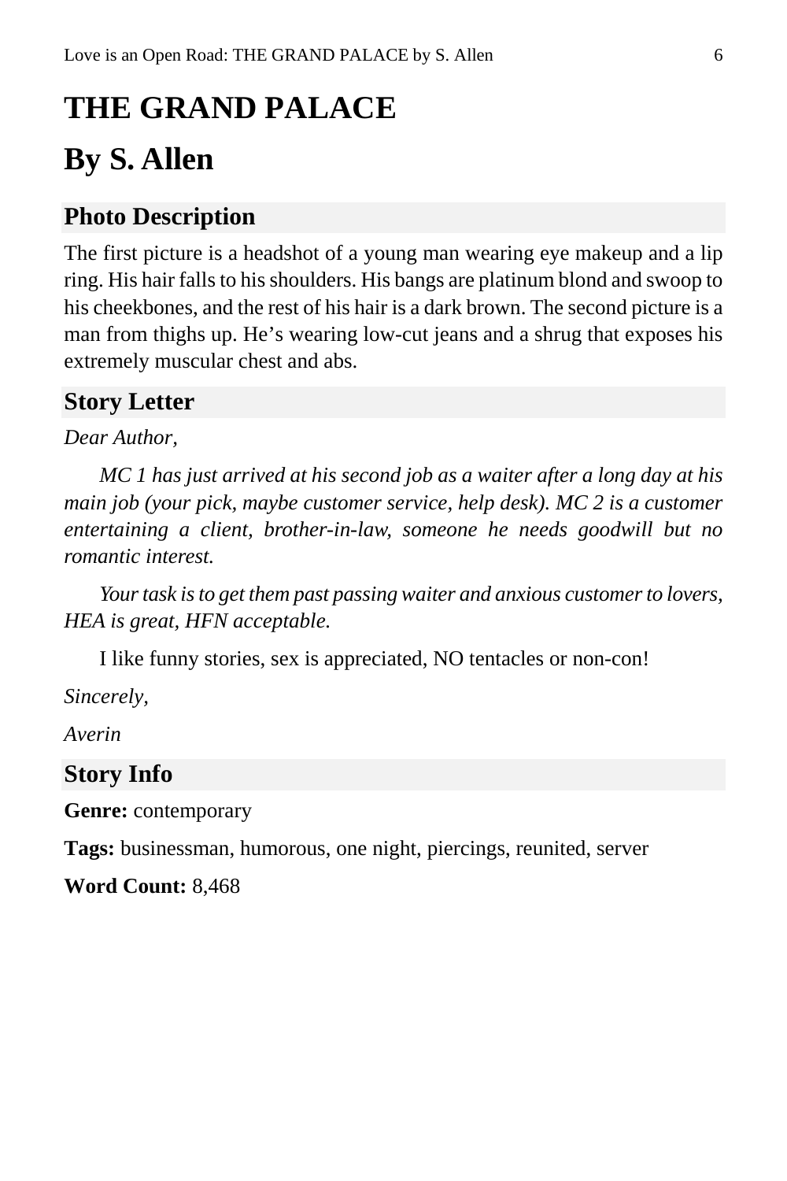# THE GRAND PALACE

# By S. Allen

## Photo Description

The first picture is a headshot of a young man wearing eye makeup and a lip ring. His hair falls to his shoulders. His bangs are platinum blond and swoop to his cheekbones, and the rest of his hair is a dark brown. The second picture is a man from thighs up. He's wearing low-cut jeans and a shrug that exposes his extremely muscular chest and abs.

## Story Letter

*Dear Author,*

*MC 1 has just arrived at his second job as a waiter after a long day at his main job (your pick, maybe customer service, help desk). MC 2 is a customer entertaining a client, brother-in-law, someone he needs goodwill but no romantic interest.*

*Your task is to get them past passing waiter and anxious customer to lovers, HEA is great, HFN acceptable.*

I like funny stories, sex is appreciated, NO tentacles or non-con!

*Sincerely,*

*Averin*

## Story Info

**Genre:** contemporary

**Tags:** businessman, humorous, one night, piercings, reunited, server

**Word Count:** 8,468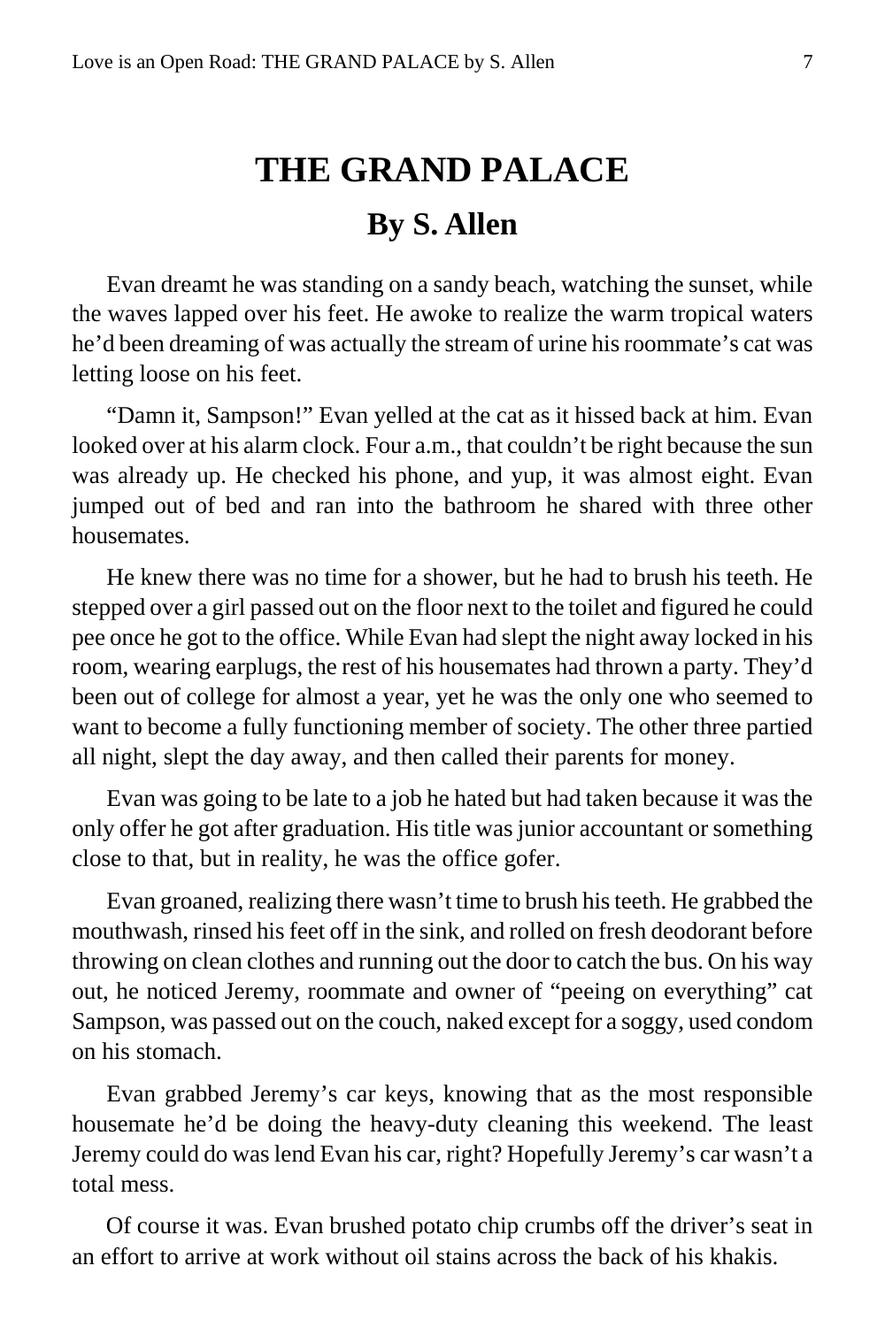# THE GRAND PALACE

## By S. Allen

Evan dreamt he was standing on a sandy beach, watching the sunset, while the waves lapped over his feet. He awoke to realize the warm tropical waters he'd been dreaming of was actually the stream of urine his roommate's cat was letting loose on his feet.

"Damn it, Sampson!" Evan yelled at the cat as it hissed back at him. Evan looked over at his alarm clock. Four a.m., that couldn't be right because the sun was already up. He checked his phone, and yup, it was almost eight. Evan jumped out of bed and ran into the bathroom he shared with three other housemates.

He knew there was no time for a shower, but he had to brush his teeth. He stepped over a girl passed out on the floor next to the toilet and figured he could pee once he got to the office. While Evan had slept the night away locked in his room, wearing earplugs, the rest of his housemates had thrown a party. They'd been out of college for almost a year, yet he was the only one who seemed to want to become a fully functioning member of society. The other three partied all night, slept the day away, and then called their parents for money.

Evan was going to be late to a job he hated but had taken because it was the only offer he got after graduation. His title was junior accountant or something close to that, but in reality, he was the office gofer.

Evan groaned, realizing there wasn't time to brush his teeth. He grabbed the mouthwash, rinsed his feet off in the sink, and rolled on fresh deodorant before throwing on clean clothes and running out the door to catch the bus. On his way out, he noticed Jeremy, roommate and owner of "peeing on everything" cat Sampson, was passed out on the couch, naked except for a soggy, used condom on his stomach.

Evan grabbed Jeremy's car keys, knowing that as the most responsible housemate he'd be doing the heavy-duty cleaning this weekend. The least Jeremy could do was lend Evan his car, right? Hopefully Jeremy's car wasn't a total mess.

Of course it was. Evan brushed potato chip crumbs off the driver's seat in an effort to arrive at work without oil stains across the back of his khakis.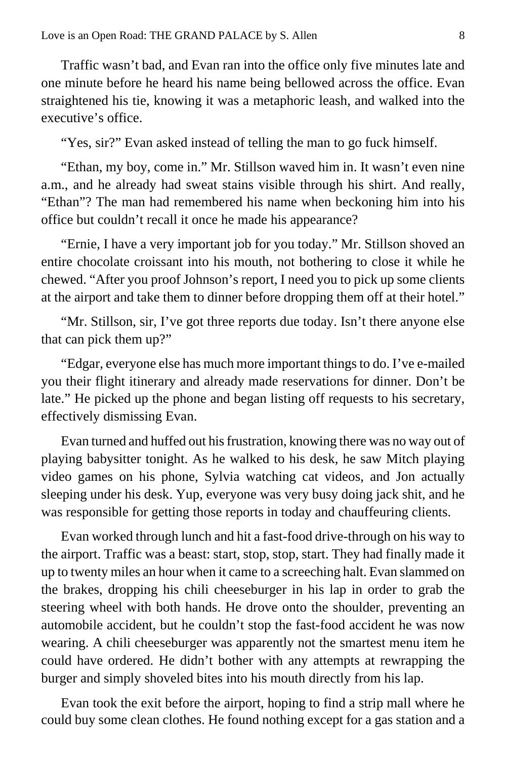Traffic wasn't bad, and Evan ran into the office only five minutes late and one minute before he heard his name being bellowed across the office. Evan straightened his tie, knowing it was a metaphoric leash, and walked into the executive's office.

"Yes, sir?" Evan asked instead of telling the man to go fuck himself.

"Ethan, my boy, come in." Mr. Stillson waved him in. It wasn't even nine a.m., and he already had sweat stains visible through his shirt. And really, "Ethan"? The man had remembered his name when beckoning him into his office but couldn't recall it once he made his appearance?

"Ernie, I have a very important job for you today." Mr. Stillson shoved an entire chocolate croissant into his mouth, not bothering to close it while he chewed. "After you proof Johnson's report, I need you to pick up some clients at the airport and take them to dinner before dropping them off at their hotel."

"Mr. Stillson, sir, I've got three reports due today. Isn't there anyone else that can pick them up?"

"Edgar, everyone else has much more important things to do. I've e-mailed you their flight itinerary and already made reservations for dinner. Don't be late." He picked up the phone and began listing off requests to his secretary, effectively dismissing Evan.

Evan turned and huffed out his frustration, knowing there was no way out of playing babysitter tonight. As he walked to his desk, he saw Mitch playing video games on his phone, Sylvia watching cat videos, and Jon actually sleeping under his desk. Yup, everyone was very busy doing jack shit, and he was responsible for getting those reports in today and chauffeuring clients.

Evan worked through lunch and hit a fast-food drive-through on his way to the airport. Traffic was a beast: start, stop, stop, start. They had finally made it up to twenty miles an hour when it came to a screeching halt. Evan slammed on the brakes, dropping his chili cheeseburger in his lap in order to grab the steering wheel with both hands. He drove onto the shoulder, preventing an automobile accident, but he couldn't stop the fast-food accident he was now wearing. A chili cheeseburger was apparently not the smartest menu item he could have ordered. He didn't bother with any attempts at rewrapping the burger and simply shoveled bites into his mouth directly from his lap.

Evan took the exit before the airport, hoping to find a strip mall where he could buy some clean clothes. He found nothing except for a gas station and a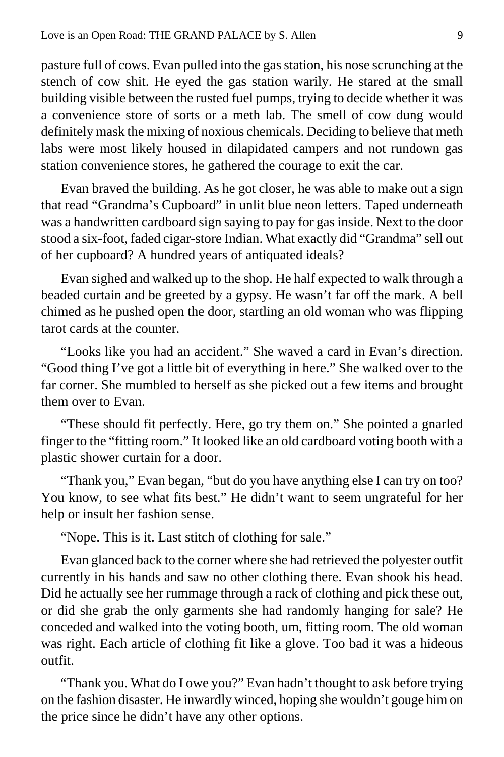pasture full of cows. Evan pulled into the gas station, his nose scrunching at the stench of cow shit. He eyed the gas station warily. He stared at the small building visible between the rusted fuel pumps, trying to decide whether it was a convenience store of sorts or a meth lab. The smell of cow dung would definitely mask the mixing of noxious chemicals. Deciding to believe that meth labs were most likely housed in dilapidated campers and not rundown gas station convenience stores, he gathered the courage to exit the car.

Evan braved the building. As he got closer, he was able to make out a sign that read "Grandma's Cupboard" in unlit blue neon letters. Taped underneath was a handwritten cardboard sign saying to pay for gas inside. Next to the door stood a six-foot, faded cigar-store Indian. What exactly did "Grandma" sell out of her cupboard? A hundred years of antiquated ideals?

Evan sighed and walked up to the shop. He half expected to walk through a beaded curtain and be greeted by a gypsy. He wasn't far off the mark. A bell chimed as he pushed open the door, startling an old woman who was flipping tarot cards at the counter.

"Looks like you had an accident." She waved a card in Evan's direction. "Good thing I've got a little bit of everything in here." She walked over to the far corner. She mumbled to herself as she picked out a few items and brought them over to Evan.

"These should fit perfectly. Here, go try them on." She pointed a gnarled finger to the "fitting room." It looked like an old cardboard voting booth with a plastic shower curtain for a door.

"Thank you," Evan began, "but do you have anything else I can try on too? You know, to see what fits best." He didn't want to seem ungrateful for her help or insult her fashion sense.

"Nope. This is it. Last stitch of clothing for sale."

Evan glanced back to the corner where she had retrieved the polyester outfit currently in his hands and saw no other clothing there. Evan shook his head. Did he actually see her rummage through a rack of clothing and pick these out, or did she grab the only garments she had randomly hanging for sale? He conceded and walked into the voting booth, um, fitting room. The old woman was right. Each article of clothing fit like a glove. Too bad it was a hideous outfit.

"Thank you. What do I owe you?" Evan hadn't thought to ask before trying on the fashion disaster. He inwardly winced, hoping she wouldn't gouge him on the price since he didn't have any other options.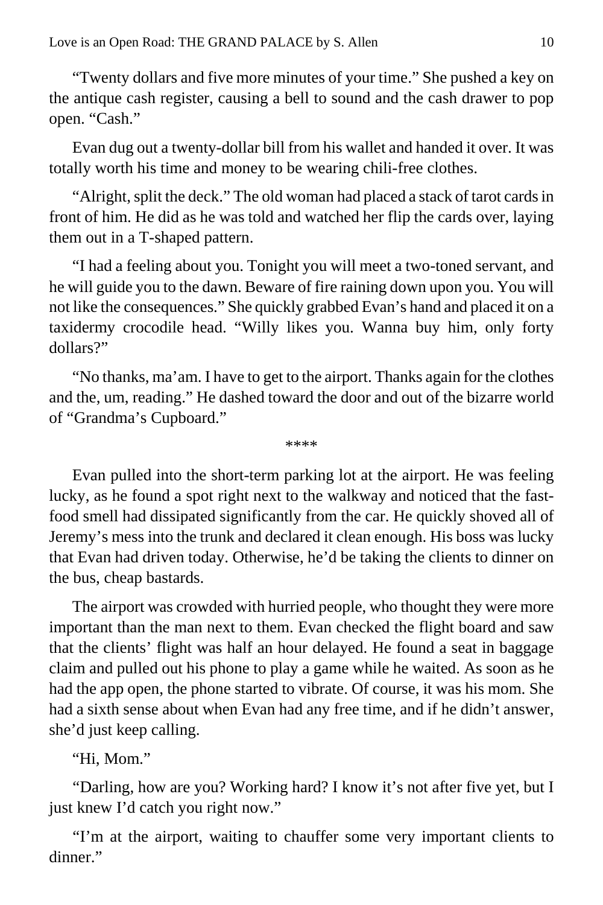"Twenty dollars and five more minutes of your time." She pushed a key on the antique cash register, causing a bell to sound and the cash drawer to pop open. "Cash."

Evan dug out a twenty-dollar bill from his wallet and handed it over. It was totally worth his time and money to be wearing chili-free clothes.

"Alright, split the deck." The old woman had placed a stack of tarot cards in front of him. He did as he was told and watched her flip the cards over, laying them out in a T-shaped pattern.

"I had a feeling about you. Tonight you will meet a two-toned servant, and he will guide you to the dawn. Beware of fire raining down upon you. You will not like the consequences." She quickly grabbed Evan's hand and placed it on a taxidermy crocodile head. "Willy likes you. Wanna buy him, only forty dollars?"

"No thanks, ma'am. I have to get to the airport. Thanks again for the clothes and the, um, reading." He dashed toward the door and out of the bizarre world of "Grandma's Cupboard."

****

Evan pulled into the short-term parking lot at the airport. He was feeling lucky, as he found a spot right next to the walkway and noticed that the fast-food smell had dissipated significantly from the car. He quickly shoved all of Jeremy's mess into the trunk and declared it clean enough. His boss was lucky that Evan had driven today. Otherwise, he'd be taking the clients to dinner on the bus, cheap bastards.

The airport was crowded with hurried people, who thought they were more important than the man next to them. Evan checked the flight board and saw that the clients' flight was half an hour delayed. He found a seat in baggage claim and pulled out his phone to play a game while he waited. As soon as he had the app open, the phone started to vibrate. Of course, it was his mom. She had a sixth sense about when Evan had any free time, and if he didn't answer, she'd just keep calling.

"Hi, Mom."

"Darling, how are you? Working hard? I know it's not after five yet, but I just knew I'd catch you right now."

"I'm at the airport, waiting to chauffer some very important clients to dinner."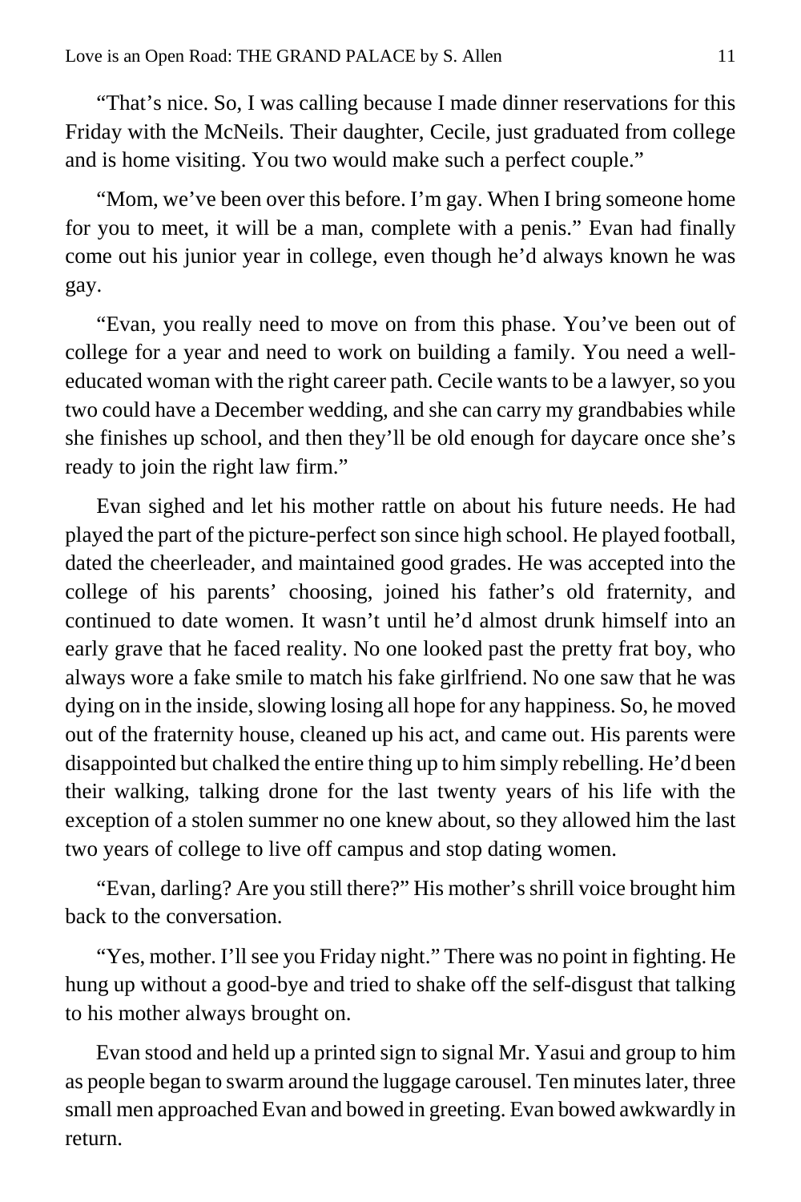"That's nice. So, I was calling because I made dinner reservations for this Friday with the McNeils. Their daughter, Cecile, just graduated from college and is home visiting. You two would make such a perfect couple."

"Mom, we've been over this before. I'm gay. When I bring someone home for you to meet, it will be a man, complete with a penis." Evan had finally come out his junior year in college, even though he'd always known he was gay.

"Evan, you really need to move on from this phase. You've been out of college for a year and need to work on building a family. You need a well-educated woman with the right career path. Cecile wants to be a lawyer, so you two could have a December wedding, and she can carry my grandbabies while she finishes up school, and then they'll be old enough for daycare once she's ready to join the right law firm."

Evan sighed and let his mother rattle on about his future needs. He had played the part of the picture-perfect son since high school. He played football, dated the cheerleader, and maintained good grades. He was accepted into the college of his parents' choosing, joined his father's old fraternity, and continued to date women. It wasn't until he'd almost drunk himself into an early grave that he faced reality. No one looked past the pretty frat boy, who always wore a fake smile to match his fake girlfriend. No one saw that he was dying on in the inside, slowing losing all hope for any happiness. So, he moved out of the fraternity house, cleaned up his act, and came out. His parents were disappointed but chalked the entire thing up to him simply rebelling. He'd been their walking, talking drone for the last twenty years of his life with the exception of a stolen summer no one knew about, so they allowed him the last two years of college to live off campus and stop dating women.

"Evan, darling? Are you still there?" His mother's shrill voice brought him back to the conversation.

"Yes, mother. I'll see you Friday night." There was no point in fighting. He hung up without a good-bye and tried to shake off the self-disgust that talking to his mother always brought on.

Evan stood and held up a printed sign to signal Mr. Yasui and group to him as people began to swarm around the luggage carousel. Ten minutes later, three small men approached Evan and bowed in greeting. Evan bowed awkwardly in return.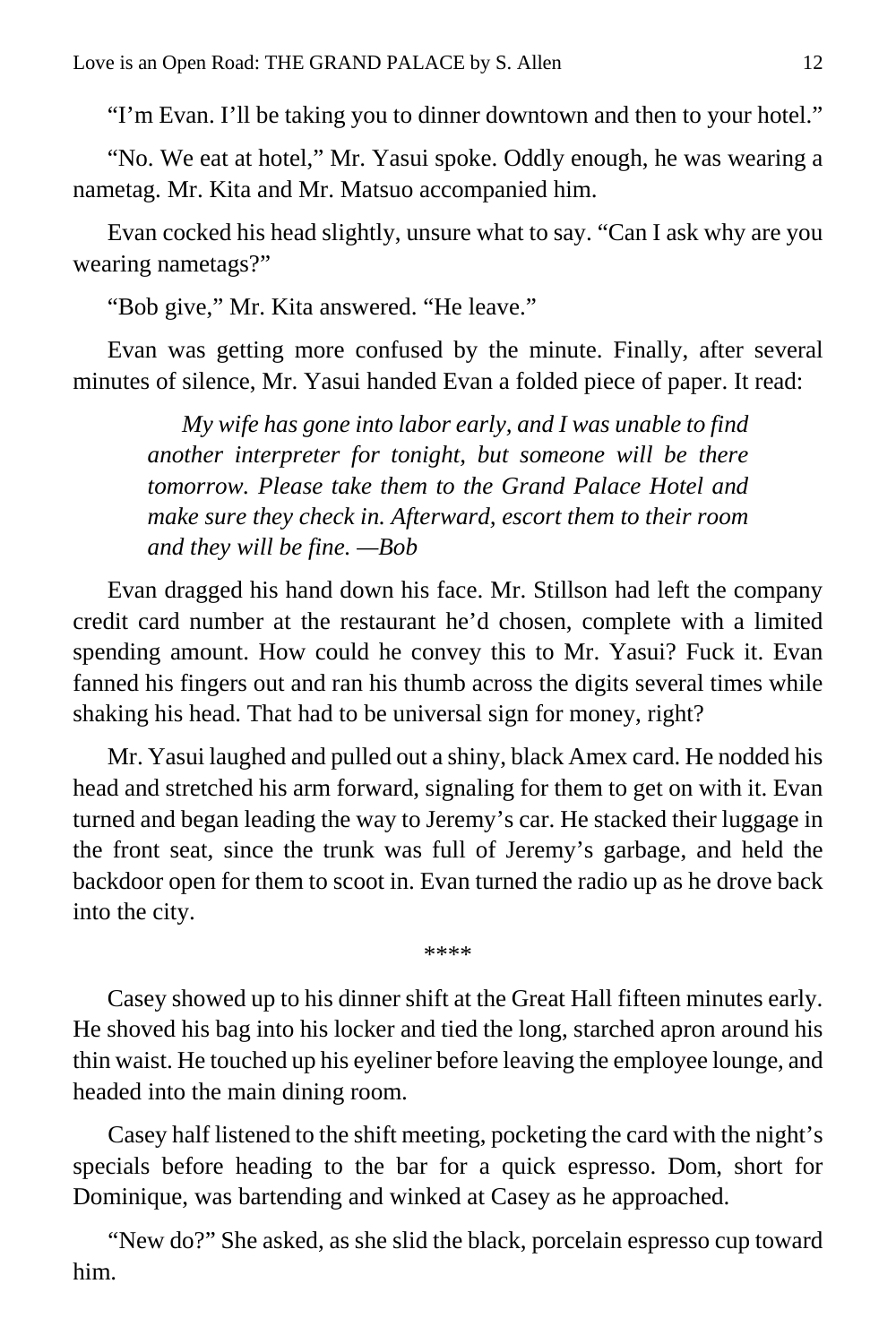"I'm Evan. I'll be taking you to dinner downtown and then to your hotel."

"No. We eat at hotel," Mr. Yasui spoke. Oddly enough, he was wearing a nametag. Mr. Kita and Mr. Matsuo accompanied him.

Evan cocked his head slightly, unsure what to say. "Can I ask why are you wearing nametags?"

"Bob give," Mr. Kita answered. "He leave."

Evan was getting more confused by the minute. Finally, after several minutes of silence, Mr. Yasui handed Evan a folded piece of paper. It read:

> *My wife has gone into labor early, and I was unable to find another interpreter for tonight, but someone will be there tomorrow. Please take them to the Grand Palace Hotel and make sure they check in. Afterward, escort them to their room and they will be fine. —Bob*

Evan dragged his hand down his face. Mr. Stillson had left the company credit card number at the restaurant he'd chosen, complete with a limited spending amount. How could he convey this to Mr. Yasui? Fuck it. Evan fanned his fingers out and ran his thumb across the digits several times while shaking his head. That had to be universal sign for money, right?

Mr. Yasui laughed and pulled out a shiny, black Amex card. He nodded his head and stretched his arm forward, signaling for them to get on with it. Evan turned and began leading the way to Jeremy's car. He stacked their luggage in the front seat, since the trunk was full of Jeremy's garbage, and held the backdoor open for them to scoot in. Evan turned the radio up as he drove back into the city.

****

Casey showed up to his dinner shift at the Great Hall fifteen minutes early. He shoved his bag into his locker and tied the long, starched apron around his thin waist. He touched up his eyeliner before leaving the employee lounge, and headed into the main dining room.

Casey half listened to the shift meeting, pocketing the card with the night's specials before heading to the bar for a quick espresso. Dom, short for Dominique, was bartending and winked at Casey as he approached.

"New do?" She asked, as she slid the black, porcelain espresso cup toward him.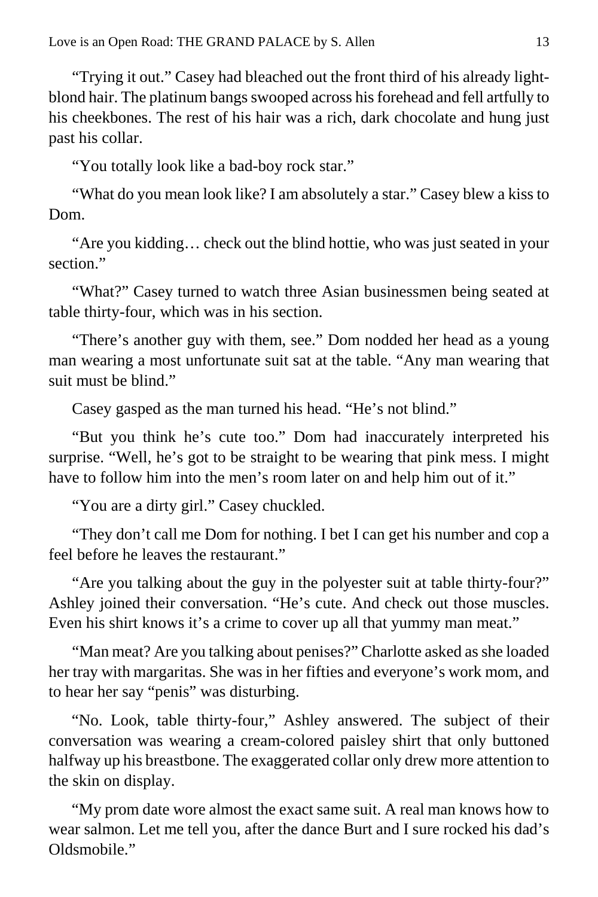"Trying it out." Casey had bleached out the front third of his already light-blond hair. The platinum bangs swooped across his forehead and fell artfully to his cheekbones. The rest of his hair was a rich, dark chocolate and hung just past his collar.

"You totally look like a bad-boy rock star."

"What do you mean look like? I am absolutely a star." Casey blew a kiss to Dom.

"Are you kidding… check out the blind hottie, who was just seated in your section."

"What?" Casey turned to watch three Asian businessmen being seated at table thirty-four, which was in his section.

"There's another guy with them, see." Dom nodded her head as a young man wearing a most unfortunate suit sat at the table. "Any man wearing that suit must be blind."

Casey gasped as the man turned his head. "He's not blind."

"But you think he's cute too." Dom had inaccurately interpreted his surprise. "Well, he's got to be straight to be wearing that pink mess. I might have to follow him into the men's room later on and help him out of it."

"You are a dirty girl." Casey chuckled.

"They don't call me Dom for nothing. I bet I can get his number and cop a feel before he leaves the restaurant."

"Are you talking about the guy in the polyester suit at table thirty-four?" Ashley joined their conversation. "He's cute. And check out those muscles. Even his shirt knows it's a crime to cover up all that yummy man meat."

"Man meat? Are you talking about penises?" Charlotte asked as she loaded her tray with margaritas. She was in her fifties and everyone's work mom, and to hear her say "penis" was disturbing.

"No. Look, table thirty-four," Ashley answered. The subject of their conversation was wearing a cream-colored paisley shirt that only buttoned halfway up his breastbone. The exaggerated collar only drew more attention to the skin on display.

"My prom date wore almost the exact same suit. A real man knows how to wear salmon. Let me tell you, after the dance Burt and I sure rocked his dad's Oldsmobile."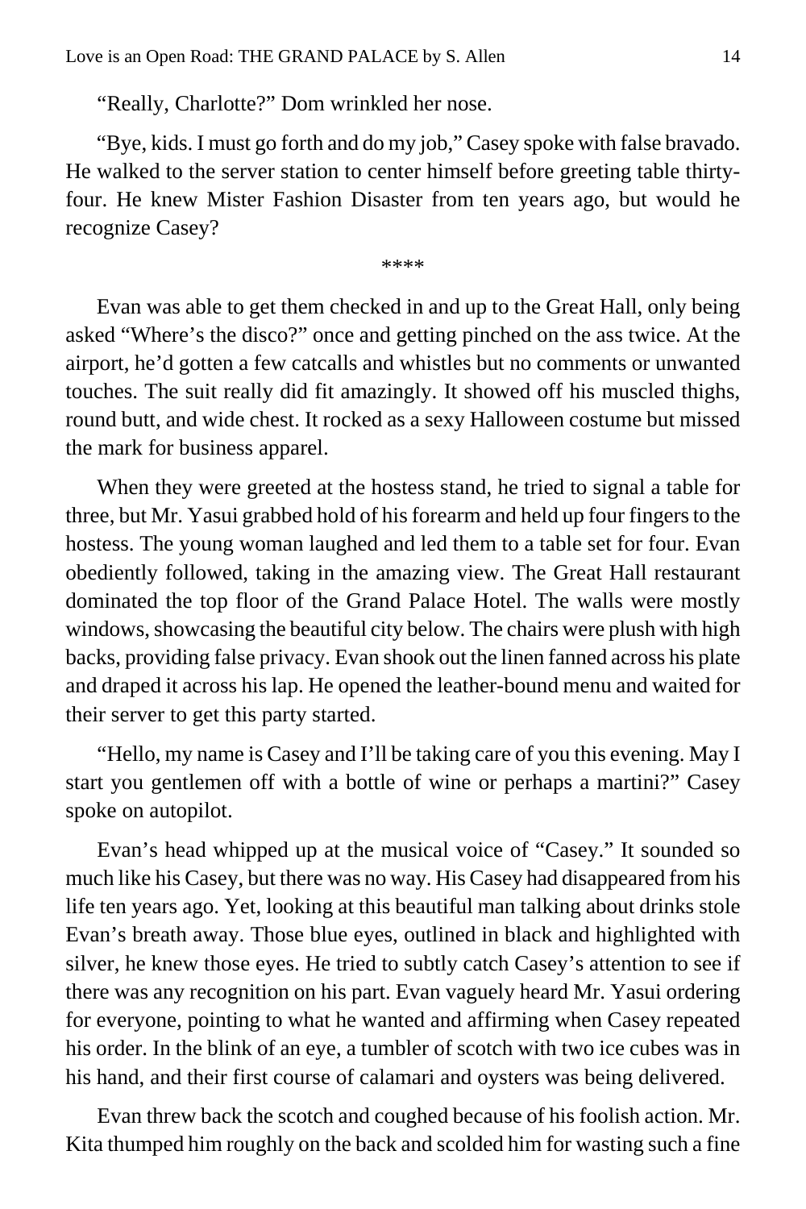"Really, Charlotte?" Dom wrinkled her nose.

"Bye, kids. I must go forth and do my job," Casey spoke with false bravado. He walked to the server station to center himself before greeting table thirty-four. He knew Mister Fashion Disaster from ten years ago, but would he recognize Casey?

\*\*\*\*

Evan was able to get them checked in and up to the Great Hall, only being asked "Where's the disco?" once and getting pinched on the ass twice. At the airport, he'd gotten a few catcalls and whistles but no comments or unwanted touches. The suit really did fit amazingly. It showed off his muscled thighs, round butt, and wide chest. It rocked as a sexy Halloween costume but missed the mark for business apparel.

When they were greeted at the hostess stand, he tried to signal a table for three, but Mr. Yasui grabbed hold of his forearm and held up four fingers to the hostess. The young woman laughed and led them to a table set for four. Evan obediently followed, taking in the amazing view. The Great Hall restaurant dominated the top floor of the Grand Palace Hotel. The walls were mostly windows, showcasing the beautiful city below. The chairs were plush with high backs, providing false privacy. Evan shook out the linen fanned across his plate and draped it across his lap. He opened the leather-bound menu and waited for their server to get this party started.

"Hello, my name is Casey and I'll be taking care of you this evening. May I start you gentlemen off with a bottle of wine or perhaps a martini?" Casey spoke on autopilot.

Evan's head whipped up at the musical voice of "Casey." It sounded so much like his Casey, but there was no way. His Casey had disappeared from his life ten years ago. Yet, looking at this beautiful man talking about drinks stole Evan's breath away. Those blue eyes, outlined in black and highlighted with silver, he knew those eyes. He tried to subtly catch Casey's attention to see if there was any recognition on his part. Evan vaguely heard Mr. Yasui ordering for everyone, pointing to what he wanted and affirming when Casey repeated his order. In the blink of an eye, a tumbler of scotch with two ice cubes was in his hand, and their first course of calamari and oysters was being delivered.

Evan threw back the scotch and coughed because of his foolish action. Mr. Kita thumped him roughly on the back and scolded him for wasting such a fine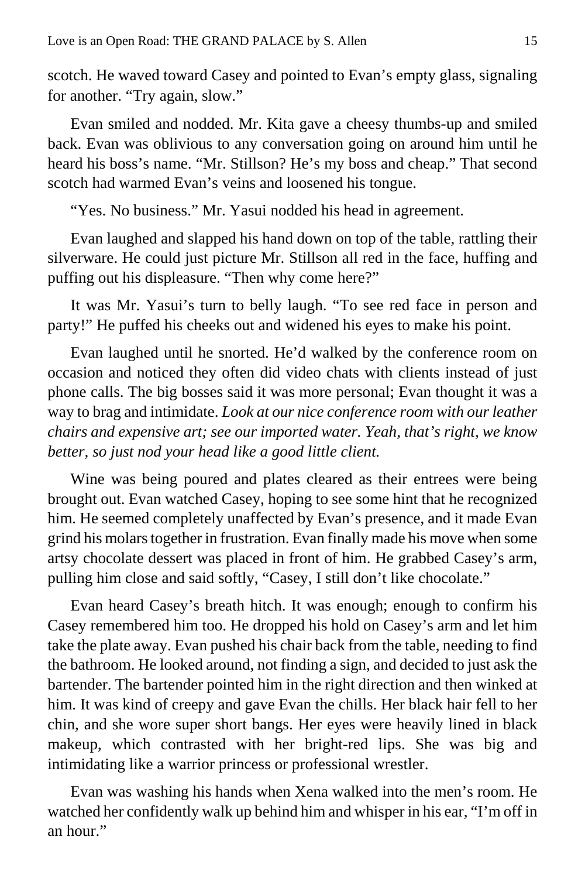scotch. He waved toward Casey and pointed to Evan's empty glass, signaling for another. "Try again, slow."

Evan smiled and nodded. Mr. Kita gave a cheesy thumbs-up and smiled back. Evan was oblivious to any conversation going on around him until he heard his boss's name. "Mr. Stillson? He's my boss and cheap." That second scotch had warmed Evan's veins and loosened his tongue.

"Yes. No business." Mr. Yasui nodded his head in agreement.

Evan laughed and slapped his hand down on top of the table, rattling their silverware. He could just picture Mr. Stillson all red in the face, huffing and puffing out his displeasure. "Then why come here?"

It was Mr. Yasui's turn to belly laugh. "To see red face in person and party!" He puffed his cheeks out and widened his eyes to make his point.

Evan laughed until he snorted. He'd walked by the conference room on occasion and noticed they often did video chats with clients instead of just phone calls. The big bosses said it was more personal; Evan thought it was a way to brag and intimidate. *Look at our nice conference room with our leather chairs and expensive art; see our imported water. Yeah, that's right, we know better, so just nod your head like a good little client.*

Wine was being poured and plates cleared as their entrees were being brought out. Evan watched Casey, hoping to see some hint that he recognized him. He seemed completely unaffected by Evan's presence, and it made Evan grind his molars together in frustration. Evan finally made his move when some artsy chocolate dessert was placed in front of him. He grabbed Casey's arm, pulling him close and said softly, "Casey, I still don't like chocolate."

Evan heard Casey's breath hitch. It was enough; enough to confirm his Casey remembered him too. He dropped his hold on Casey's arm and let him take the plate away. Evan pushed his chair back from the table, needing to find the bathroom. He looked around, not finding a sign, and decided to just ask the bartender. The bartender pointed him in the right direction and then winked at him. It was kind of creepy and gave Evan the chills. Her black hair fell to her chin, and she wore super short bangs. Her eyes were heavily lined in black makeup, which contrasted with her bright-red lips. She was big and intimidating like a warrior princess or professional wrestler.

Evan was washing his hands when Xena walked into the men's room. He watched her confidently walk up behind him and whisper in his ear, "I'm off in an hour."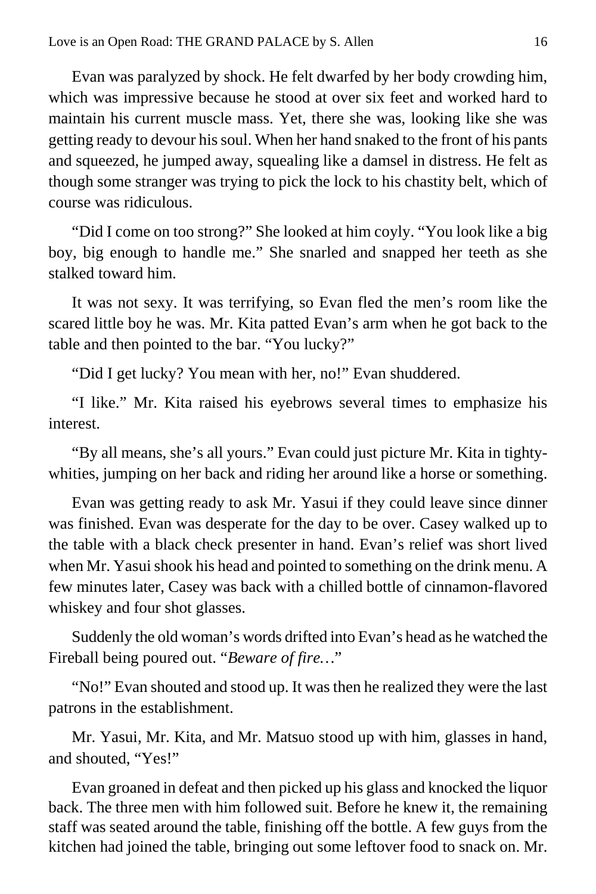Evan was paralyzed by shock. He felt dwarfed by her body crowding him, which was impressive because he stood at over six feet and worked hard to maintain his current muscle mass. Yet, there she was, looking like she was getting ready to devour his soul. When her hand snaked to the front of his pants and squeezed, he jumped away, squealing like a damsel in distress. He felt as though some stranger was trying to pick the lock to his chastity belt, which of course was ridiculous.

"Did I come on too strong?" She looked at him coyly. "You look like a big boy, big enough to handle me." She snarled and snapped her teeth as she stalked toward him.

It was not sexy. It was terrifying, so Evan fled the men's room like the scared little boy he was. Mr. Kita patted Evan's arm when he got back to the table and then pointed to the bar. "You lucky?"

"Did I get lucky? You mean with her, no!" Evan shuddered.

"I like." Mr. Kita raised his eyebrows several times to emphasize his interest.

"By all means, she's all yours." Evan could just picture Mr. Kita in tighty-whities, jumping on her back and riding her around like a horse or something.

Evan was getting ready to ask Mr. Yasui if they could leave since dinner was finished. Evan was desperate for the day to be over. Casey walked up to the table with a black check presenter in hand. Evan's relief was short lived when Mr. Yasui shook his head and pointed to something on the drink menu. A few minutes later, Casey was back with a chilled bottle of cinnamon-flavored whiskey and four shot glasses.

Suddenly the old woman's words drifted into Evan's head as he watched the Fireball being poured out. "*Beware of fire…*"

"No!" Evan shouted and stood up. It was then he realized they were the last patrons in the establishment.

Mr. Yasui, Mr. Kita, and Mr. Matsuo stood up with him, glasses in hand, and shouted, "Yes!"

Evan groaned in defeat and then picked up his glass and knocked the liquor back. The three men with him followed suit. Before he knew it, the remaining staff was seated around the table, finishing off the bottle. A few guys from the kitchen had joined the table, bringing out some leftover food to snack on. Mr.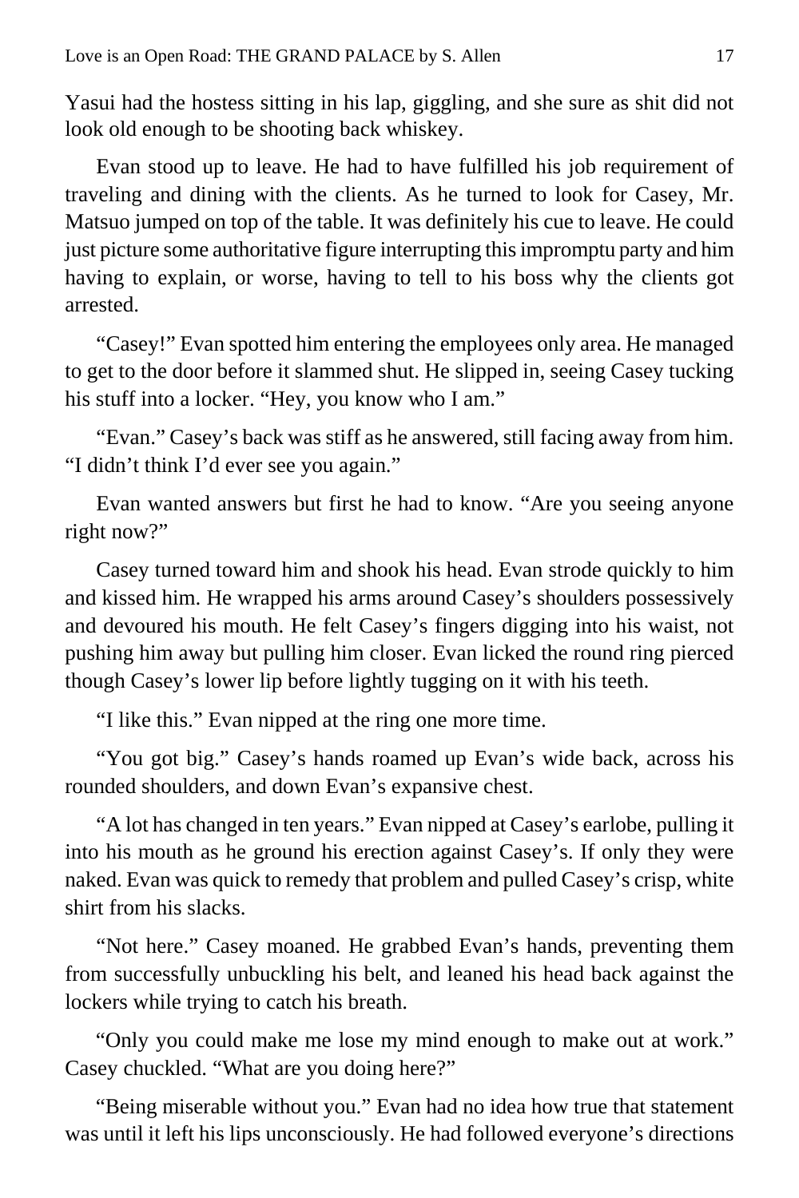Yasui had the hostess sitting in his lap, giggling, and she sure as shit did not look old enough to be shooting back whiskey.

Evan stood up to leave. He had to have fulfilled his job requirement of traveling and dining with the clients. As he turned to look for Casey, Mr. Matsuo jumped on top of the table. It was definitely his cue to leave. He could just picture some authoritative figure interrupting this impromptu party and him having to explain, or worse, having to tell to his boss why the clients got arrested.

"Casey!" Evan spotted him entering the employees only area. He managed to get to the door before it slammed shut. He slipped in, seeing Casey tucking his stuff into a locker. "Hey, you know who I am."

"Evan." Casey's back was stiff as he answered, still facing away from him. "I didn't think I'd ever see you again."

Evan wanted answers but first he had to know. "Are you seeing anyone right now?"

Casey turned toward him and shook his head. Evan strode quickly to him and kissed him. He wrapped his arms around Casey's shoulders possessively and devoured his mouth. He felt Casey's fingers digging into his waist, not pushing him away but pulling him closer. Evan licked the round ring pierced though Casey's lower lip before lightly tugging on it with his teeth.

"I like this." Evan nipped at the ring one more time.

"You got big." Casey's hands roamed up Evan's wide back, across his rounded shoulders, and down Evan's expansive chest.

"A lot has changed in ten years." Evan nipped at Casey's earlobe, pulling it into his mouth as he ground his erection against Casey's. If only they were naked. Evan was quick to remedy that problem and pulled Casey's crisp, white shirt from his slacks.

"Not here." Casey moaned. He grabbed Evan's hands, preventing them from successfully unbuckling his belt, and leaned his head back against the lockers while trying to catch his breath.

"Only you could make me lose my mind enough to make out at work." Casey chuckled. "What are you doing here?"

"Being miserable without you." Evan had no idea how true that statement was until it left his lips unconsciously. He had followed everyone's directions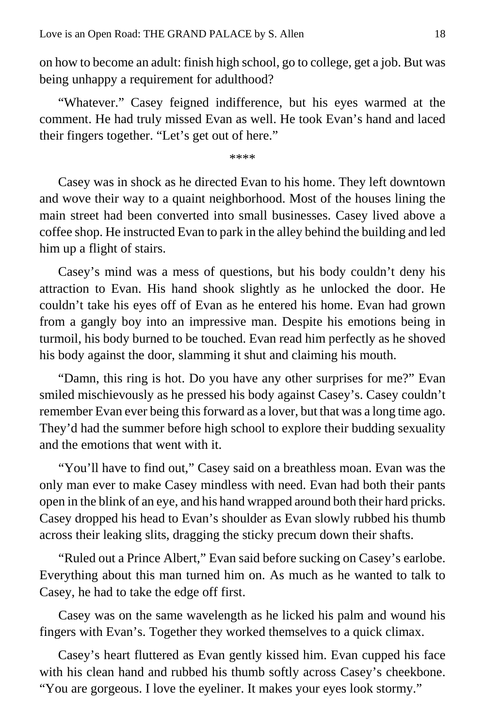on how to become an adult: finish high school, go to college, get a job. But was being unhappy a requirement for adulthood?

“Whatever.” Casey feigned indifference, but his eyes warmed at the comment. He had truly missed Evan as well. He took Evan’s hand and laced their fingers together. “Let’s get out of here.”

****

Casey was in shock as he directed Evan to his home. They left downtown and wove their way to a quaint neighborhood. Most of the houses lining the main street had been converted into small businesses. Casey lived above a coffee shop. He instructed Evan to park in the alley behind the building and led him up a flight of stairs.

Casey’s mind was a mess of questions, but his body couldn’t deny his attraction to Evan. His hand shook slightly as he unlocked the door. He couldn’t take his eyes off of Evan as he entered his home. Evan had grown from a gangly boy into an impressive man. Despite his emotions being in turmoil, his body burned to be touched. Evan read him perfectly as he shoved his body against the door, slamming it shut and claiming his mouth.

“Damn, this ring is hot. Do you have any other surprises for me?” Evan smiled mischievously as he pressed his body against Casey’s. Casey couldn’t remember Evan ever being this forward as a lover, but that was a long time ago. They’d had the summer before high school to explore their budding sexuality and the emotions that went with it.

“You’ll have to find out,” Casey said on a breathless moan. Evan was the only man ever to make Casey mindless with need. Evan had both their pants open in the blink of an eye, and his hand wrapped around both their hard pricks. Casey dropped his head to Evan’s shoulder as Evan slowly rubbed his thumb across their leaking slits, dragging the sticky precum down their shafts.

“Ruled out a Prince Albert,” Evan said before sucking on Casey’s earlobe. Everything about this man turned him on. As much as he wanted to talk to Casey, he had to take the edge off first.

Casey was on the same wavelength as he licked his palm and wound his fingers with Evan’s. Together they worked themselves to a quick climax.

Casey’s heart fluttered as Evan gently kissed him. Evan cupped his face with his clean hand and rubbed his thumb softly across Casey’s cheekbone. “You are gorgeous. I love the eyeliner. It makes your eyes look stormy.”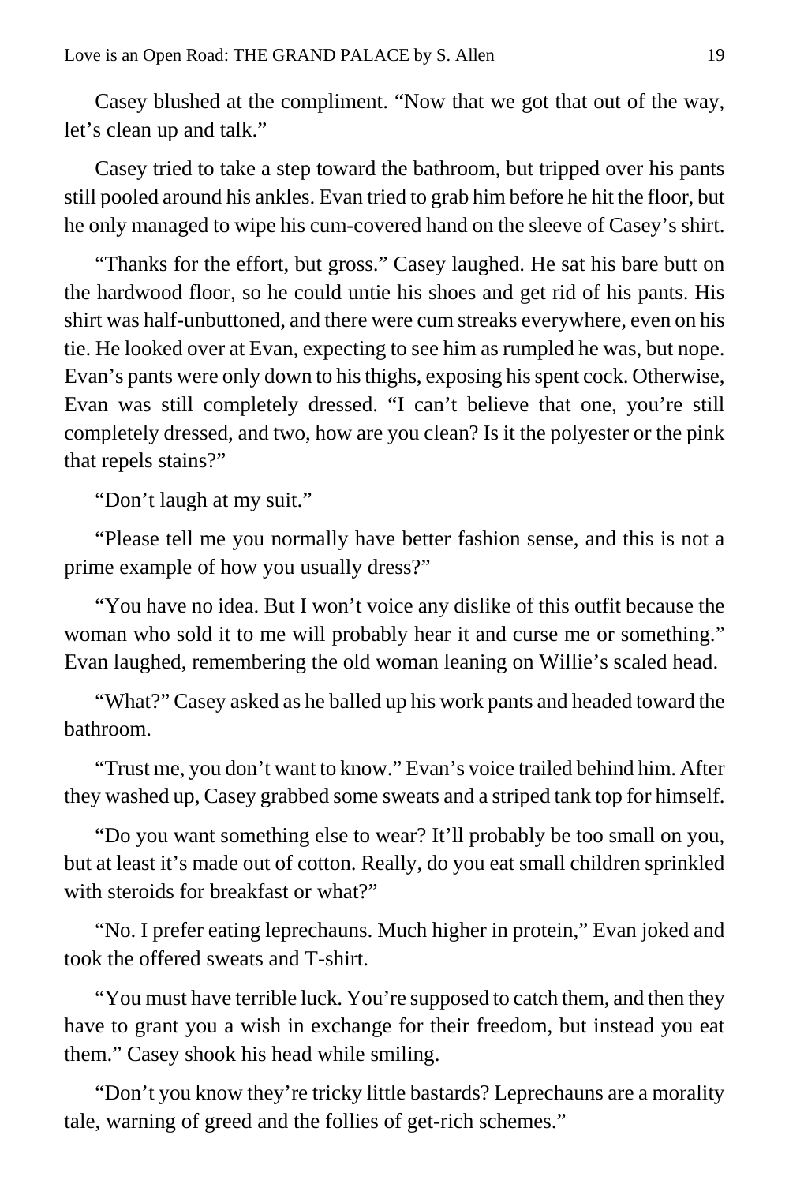Casey blushed at the compliment. "Now that we got that out of the way, let's clean up and talk."

Casey tried to take a step toward the bathroom, but tripped over his pants still pooled around his ankles. Evan tried to grab him before he hit the floor, but he only managed to wipe his cum-covered hand on the sleeve of Casey's shirt.

"Thanks for the effort, but gross." Casey laughed. He sat his bare butt on the hardwood floor, so he could untie his shoes and get rid of his pants. His shirt was half-unbuttoned, and there were cum streaks everywhere, even on his tie. He looked over at Evan, expecting to see him as rumpled he was, but nope. Evan's pants were only down to his thighs, exposing his spent cock. Otherwise, Evan was still completely dressed. "I can't believe that one, you're still completely dressed, and two, how are you clean? Is it the polyester or the pink that repels stains?"

"Don't laugh at my suit."

"Please tell me you normally have better fashion sense, and this is not a prime example of how you usually dress?"

"You have no idea. But I won't voice any dislike of this outfit because the woman who sold it to me will probably hear it and curse me or something." Evan laughed, remembering the old woman leaning on Willie's scaled head.

"What?" Casey asked as he balled up his work pants and headed toward the bathroom.

"Trust me, you don't want to know." Evan's voice trailed behind him. After they washed up, Casey grabbed some sweats and a striped tank top for himself.

"Do you want something else to wear? It'll probably be too small on you, but at least it's made out of cotton. Really, do you eat small children sprinkled with steroids for breakfast or what?"

"No. I prefer eating leprechauns. Much higher in protein," Evan joked and took the offered sweats and T-shirt.

"You must have terrible luck. You're supposed to catch them, and then they have to grant you a wish in exchange for their freedom, but instead you eat them." Casey shook his head while smiling.

"Don't you know they're tricky little bastards? Leprechauns are a morality tale, warning of greed and the follies of get-rich schemes."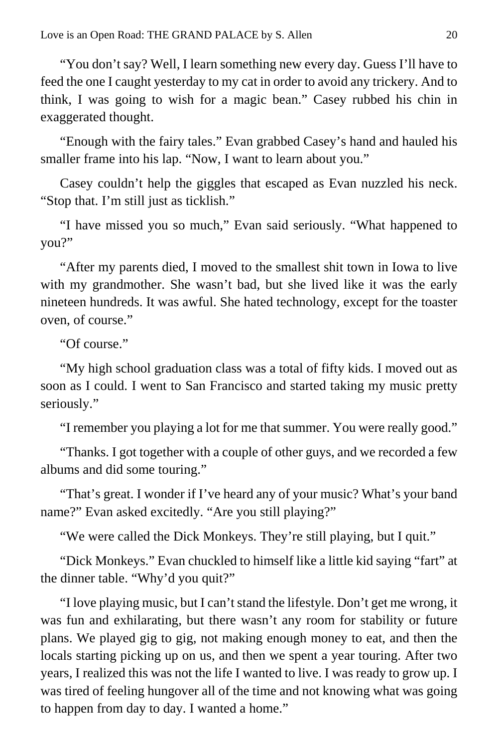"You don't say? Well, I learn something new every day. Guess I'll have to feed the one I caught yesterday to my cat in order to avoid any trickery. And to think, I was going to wish for a magic bean." Casey rubbed his chin in exaggerated thought.

"Enough with the fairy tales." Evan grabbed Casey's hand and hauled his smaller frame into his lap. "Now, I want to learn about you."

Casey couldn't help the giggles that escaped as Evan nuzzled his neck. "Stop that. I'm still just as ticklish."

"I have missed you so much," Evan said seriously. "What happened to you?"

"After my parents died, I moved to the smallest shit town in Iowa to live with my grandmother. She wasn't bad, but she lived like it was the early nineteen hundreds. It was awful. She hated technology, except for the toaster oven, of course."

"Of course."

"My high school graduation class was a total of fifty kids. I moved out as soon as I could. I went to San Francisco and started taking my music pretty seriously."

"I remember you playing a lot for me that summer. You were really good."

"Thanks. I got together with a couple of other guys, and we recorded a few albums and did some touring."

"That's great. I wonder if I've heard any of your music? What's your band name?" Evan asked excitedly. "Are you still playing?"

"We were called the Dick Monkeys. They're still playing, but I quit."

"Dick Monkeys." Evan chuckled to himself like a little kid saying "fart" at the dinner table. "Why'd you quit?"

"I love playing music, but I can't stand the lifestyle. Don't get me wrong, it was fun and exhilarating, but there wasn't any room for stability or future plans. We played gig to gig, not making enough money to eat, and then the locals starting picking up on us, and then we spent a year touring. After two years, I realized this was not the life I wanted to live. I was ready to grow up. I was tired of feeling hungover all of the time and not knowing what was going to happen from day to day. I wanted a home."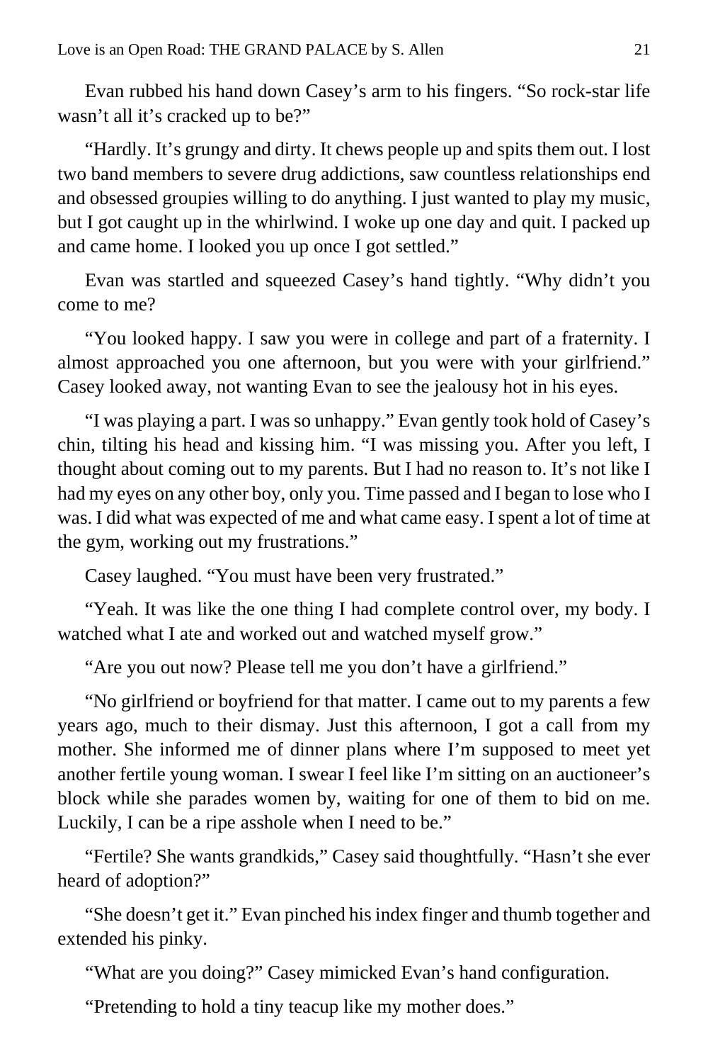Evan rubbed his hand down Casey's arm to his fingers. "So rock-star life wasn't all it's cracked up to be?"

"Hardly. It's grungy and dirty. It chews people up and spits them out. I lost two band members to severe drug addictions, saw countless relationships end and obsessed groupies willing to do anything. I just wanted to play my music, but I got caught up in the whirlwind. I woke up one day and quit. I packed up and came home. I looked you up once I got settled."

Evan was startled and squeezed Casey's hand tightly. "Why didn't you come to me?

"You looked happy. I saw you were in college and part of a fraternity. I almost approached you one afternoon, but you were with your girlfriend." Casey looked away, not wanting Evan to see the jealousy hot in his eyes.

"I was playing a part. I was so unhappy." Evan gently took hold of Casey's chin, tilting his head and kissing him. "I was missing you. After you left, I thought about coming out to my parents. But I had no reason to. It's not like I had my eyes on any other boy, only you. Time passed and I began to lose who I was. I did what was expected of me and what came easy. I spent a lot of time at the gym, working out my frustrations."

Casey laughed. "You must have been very frustrated."

"Yeah. It was like the one thing I had complete control over, my body. I watched what I ate and worked out and watched myself grow."

"Are you out now? Please tell me you don't have a girlfriend."

"No girlfriend or boyfriend for that matter. I came out to my parents a few years ago, much to their dismay. Just this afternoon, I got a call from my mother. She informed me of dinner plans where I'm supposed to meet yet another fertile young woman. I swear I feel like I'm sitting on an auctioneer's block while she parades women by, waiting for one of them to bid on me. Luckily, I can be a ripe asshole when I need to be."

"Fertile? She wants grandkids," Casey said thoughtfully. "Hasn't she ever heard of adoption?"

"She doesn't get it." Evan pinched his index finger and thumb together and extended his pinky.

"What are you doing?" Casey mimicked Evan's hand configuration.

"Pretending to hold a tiny teacup like my mother does."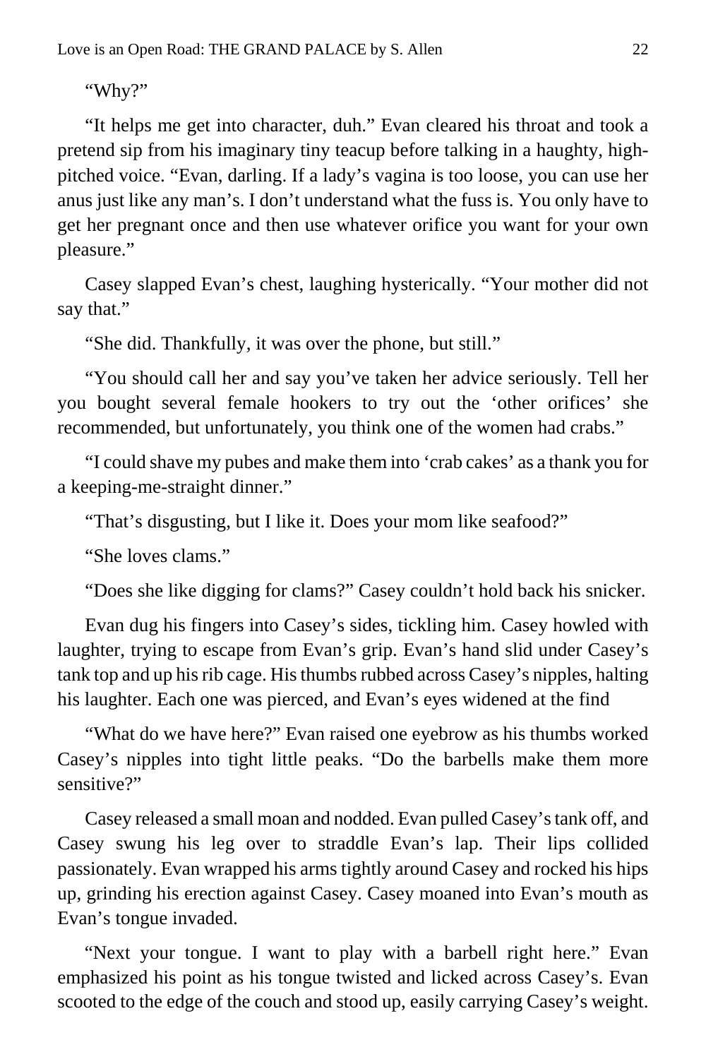"Why?"

"It helps me get into character, duh." Evan cleared his throat and took a pretend sip from his imaginary tiny teacup before talking in a haughty, high-pitched voice. "Evan, darling. If a lady's vagina is too loose, you can use her anus just like any man's. I don't understand what the fuss is. You only have to get her pregnant once and then use whatever orifice you want for your own pleasure."

Casey slapped Evan's chest, laughing hysterically. "Your mother did not say that."

"She did. Thankfully, it was over the phone, but still."

"You should call her and say you've taken her advice seriously. Tell her you bought several female hookers to try out the 'other orifices' she recommended, but unfortunately, you think one of the women had crabs."

"I could shave my pubes and make them into 'crab cakes' as a thank you for a keeping-me-straight dinner."

"That's disgusting, but I like it. Does your mom like seafood?"

"She loves clams."

"Does she like digging for clams?" Casey couldn't hold back his snicker.

Evan dug his fingers into Casey's sides, tickling him. Casey howled with laughter, trying to escape from Evan's grip. Evan's hand slid under Casey's tank top and up his rib cage. His thumbs rubbed across Casey's nipples, halting his laughter. Each one was pierced, and Evan's eyes widened at the find

"What do we have here?" Evan raised one eyebrow as his thumbs worked Casey's nipples into tight little peaks. "Do the barbells make them more sensitive?"

Casey released a small moan and nodded. Evan pulled Casey's tank off, and Casey swung his leg over to straddle Evan's lap. Their lips collided passionately. Evan wrapped his arms tightly around Casey and rocked his hips up, grinding his erection against Casey. Casey moaned into Evan's mouth as Evan's tongue invaded.

"Next your tongue. I want to play with a barbell right here." Evan emphasized his point as his tongue twisted and licked across Casey's. Evan scooted to the edge of the couch and stood up, easily carrying Casey's weight.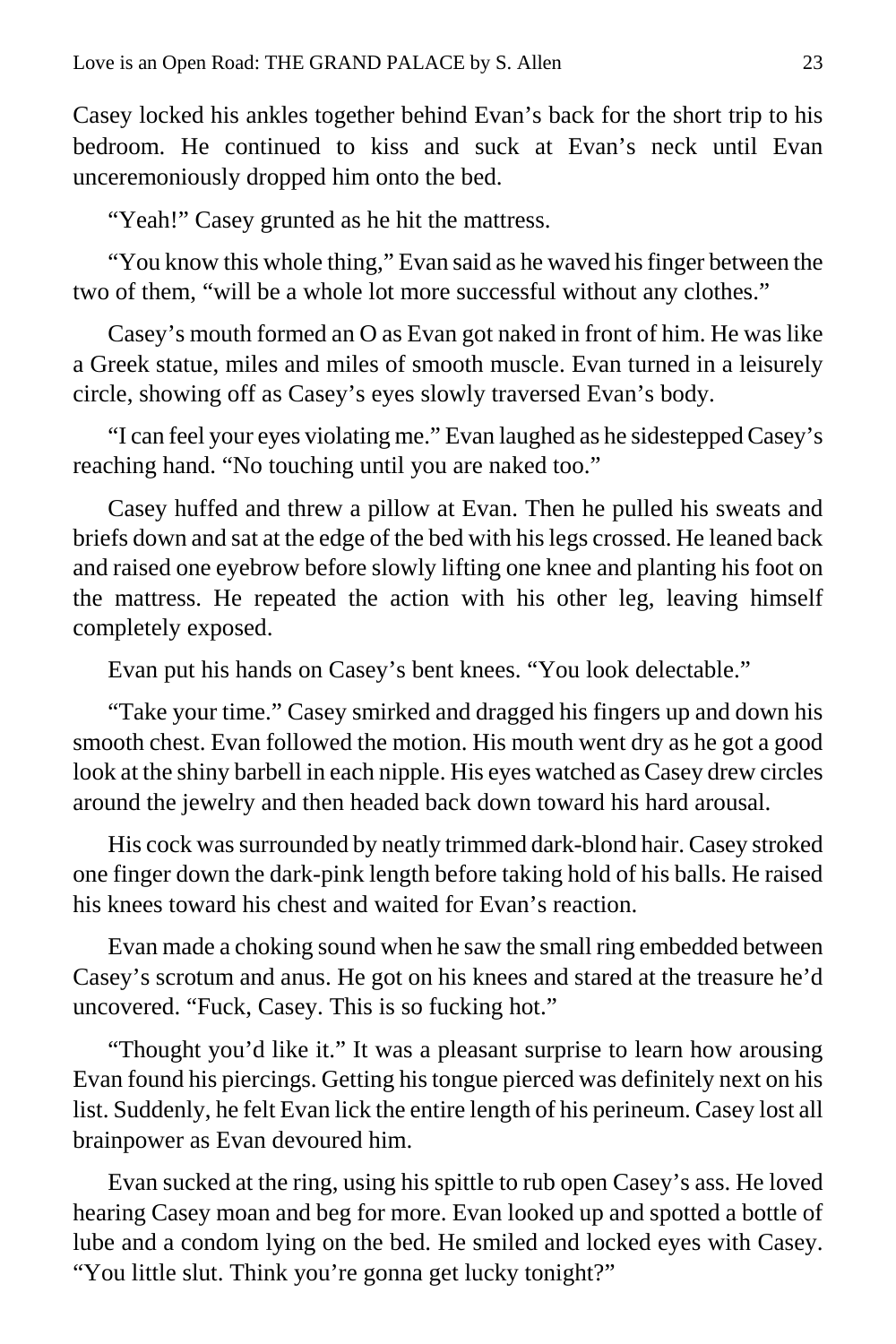Casey locked his ankles together behind Evan's back for the short trip to his bedroom. He continued to kiss and suck at Evan's neck until Evan unceremoniously dropped him onto the bed.

"Yeah!" Casey grunted as he hit the mattress.

"You know this whole thing," Evan said as he waved his finger between the two of them, "will be a whole lot more successful without any clothes."

Casey's mouth formed an O as Evan got naked in front of him. He was like a Greek statue, miles and miles of smooth muscle. Evan turned in a leisurely circle, showing off as Casey's eyes slowly traversed Evan's body.

"I can feel your eyes violating me." Evan laughed as he sidestepped Casey's reaching hand. "No touching until you are naked too."

Casey huffed and threw a pillow at Evan. Then he pulled his sweats and briefs down and sat at the edge of the bed with his legs crossed. He leaned back and raised one eyebrow before slowly lifting one knee and planting his foot on the mattress. He repeated the action with his other leg, leaving himself completely exposed.

Evan put his hands on Casey's bent knees. "You look delectable."

"Take your time." Casey smirked and dragged his fingers up and down his smooth chest. Evan followed the motion. His mouth went dry as he got a good look at the shiny barbell in each nipple. His eyes watched as Casey drew circles around the jewelry and then headed back down toward his hard arousal.

His cock was surrounded by neatly trimmed dark-blond hair. Casey stroked one finger down the dark-pink length before taking hold of his balls. He raised his knees toward his chest and waited for Evan's reaction.

Evan made a choking sound when he saw the small ring embedded between Casey's scrotum and anus. He got on his knees and stared at the treasure he'd uncovered. "Fuck, Casey. This is so fucking hot."

"Thought you'd like it." It was a pleasant surprise to learn how arousing Evan found his piercings. Getting his tongue pierced was definitely next on his list. Suddenly, he felt Evan lick the entire length of his perineum. Casey lost all brainpower as Evan devoured him.

Evan sucked at the ring, using his spittle to rub open Casey's ass. He loved hearing Casey moan and beg for more. Evan looked up and spotted a bottle of lube and a condom lying on the bed. He smiled and locked eyes with Casey. "You little slut. Think you're gonna get lucky tonight?"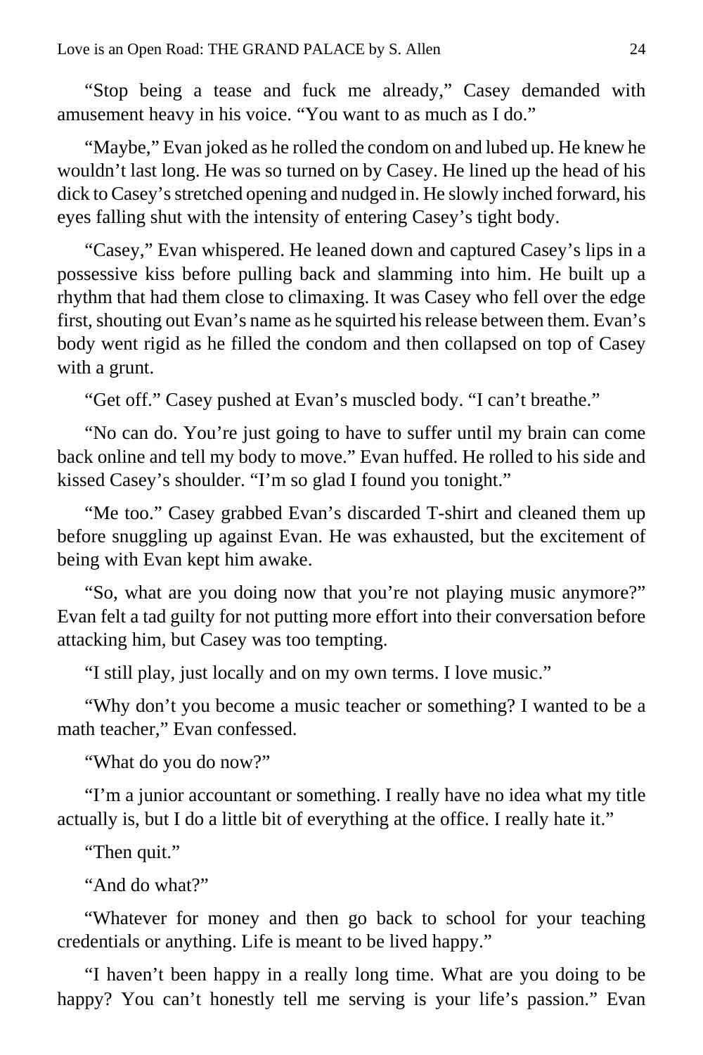"Stop being a tease and fuck me already," Casey demanded with amusement heavy in his voice. "You want to as much as I do."

"Maybe," Evan joked as he rolled the condom on and lubed up. He knew he wouldn't last long. He was so turned on by Casey. He lined up the head of his dick to Casey's stretched opening and nudged in. He slowly inched forward, his eyes falling shut with the intensity of entering Casey's tight body.

"Casey," Evan whispered. He leaned down and captured Casey's lips in a possessive kiss before pulling back and slamming into him. He built up a rhythm that had them close to climaxing. It was Casey who fell over the edge first, shouting out Evan's name as he squirted his release between them. Evan's body went rigid as he filled the condom and then collapsed on top of Casey with a grunt.

"Get off." Casey pushed at Evan's muscled body. "I can't breathe."

"No can do. You're just going to have to suffer until my brain can come back online and tell my body to move." Evan huffed. He rolled to his side and kissed Casey's shoulder. "I'm so glad I found you tonight."

"Me too." Casey grabbed Evan's discarded T-shirt and cleaned them up before snuggling up against Evan. He was exhausted, but the excitement of being with Evan kept him awake.

"So, what are you doing now that you're not playing music anymore?" Evan felt a tad guilty for not putting more effort into their conversation before attacking him, but Casey was too tempting.

"I still play, just locally and on my own terms. I love music."

"Why don't you become a music teacher or something? I wanted to be a math teacher," Evan confessed.

"What do you do now?"

"I'm a junior accountant or something. I really have no idea what my title actually is, but I do a little bit of everything at the office. I really hate it."

"Then quit."

"And do what?"

"Whatever for money and then go back to school for your teaching credentials or anything. Life is meant to be lived happy."

"I haven't been happy in a really long time. What are you doing to be happy? You can't honestly tell me serving is your life's passion." Evan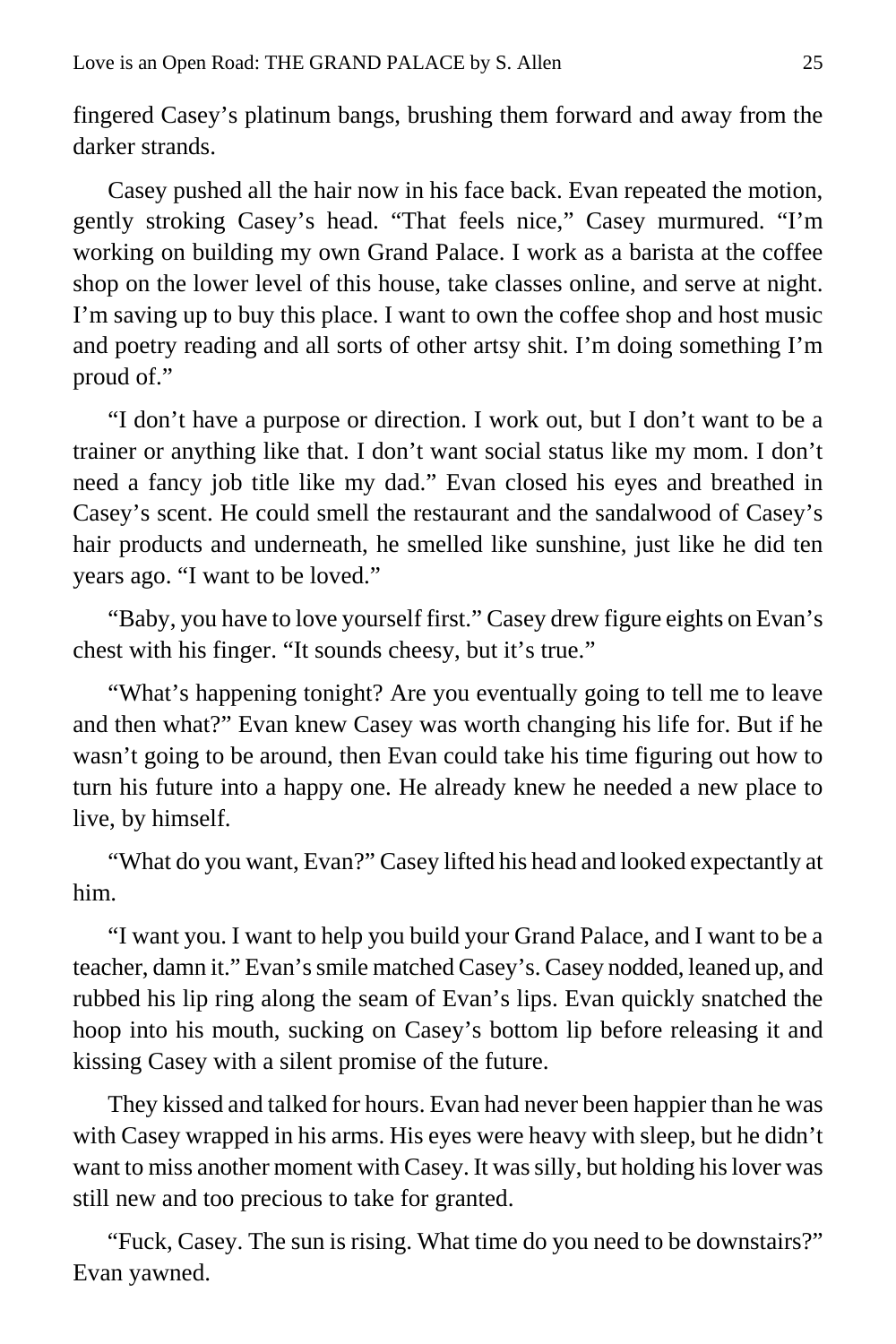fingered Casey's platinum bangs, brushing them forward and away from the darker strands.

Casey pushed all the hair now in his face back. Evan repeated the motion, gently stroking Casey's head. "That feels nice," Casey murmured. "I'm working on building my own Grand Palace. I work as a barista at the coffee shop on the lower level of this house, take classes online, and serve at night. I'm saving up to buy this place. I want to own the coffee shop and host music and poetry reading and all sorts of other artsy shit. I'm doing something I'm proud of."

"I don't have a purpose or direction. I work out, but I don't want to be a trainer or anything like that. I don't want social status like my mom. I don't need a fancy job title like my dad." Evan closed his eyes and breathed in Casey's scent. He could smell the restaurant and the sandalwood of Casey's hair products and underneath, he smelled like sunshine, just like he did ten years ago. "I want to be loved."

"Baby, you have to love yourself first." Casey drew figure eights on Evan's chest with his finger. "It sounds cheesy, but it's true."

"What's happening tonight? Are you eventually going to tell me to leave and then what?" Evan knew Casey was worth changing his life for. But if he wasn't going to be around, then Evan could take his time figuring out how to turn his future into a happy one. He already knew he needed a new place to live, by himself.

"What do you want, Evan?" Casey lifted his head and looked expectantly at him.

"I want you. I want to help you build your Grand Palace, and I want to be a teacher, damn it." Evan's smile matched Casey's. Casey nodded, leaned up, and rubbed his lip ring along the seam of Evan's lips. Evan quickly snatched the hoop into his mouth, sucking on Casey's bottom lip before releasing it and kissing Casey with a silent promise of the future.

They kissed and talked for hours. Evan had never been happier than he was with Casey wrapped in his arms. His eyes were heavy with sleep, but he didn't want to miss another moment with Casey. It was silly, but holding his lover was still new and too precious to take for granted.

"Fuck, Casey. The sun is rising. What time do you need to be downstairs?" Evan yawned.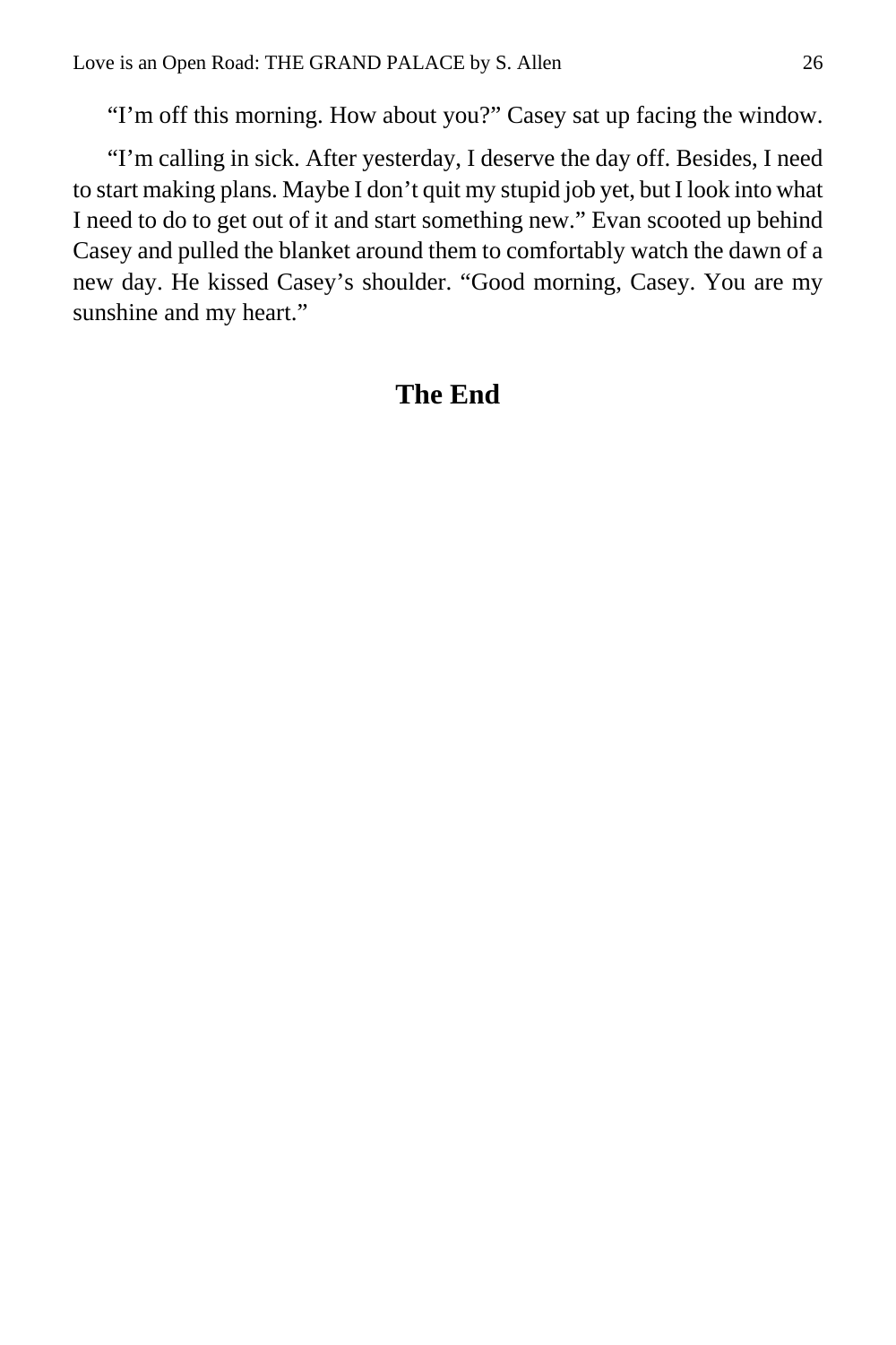"I'm off this morning. How about you?" Casey sat up facing the window.

"I'm calling in sick. After yesterday, I deserve the day off. Besides, I need to start making plans. Maybe I don't quit my stupid job yet, but I look into what I need to do to get out of it and start something new." Evan scooted up behind Casey and pulled the blanket around them to comfortably watch the dawn of a new day. He kissed Casey's shoulder. "Good morning, Casey. You are my sunshine and my heart."

## The End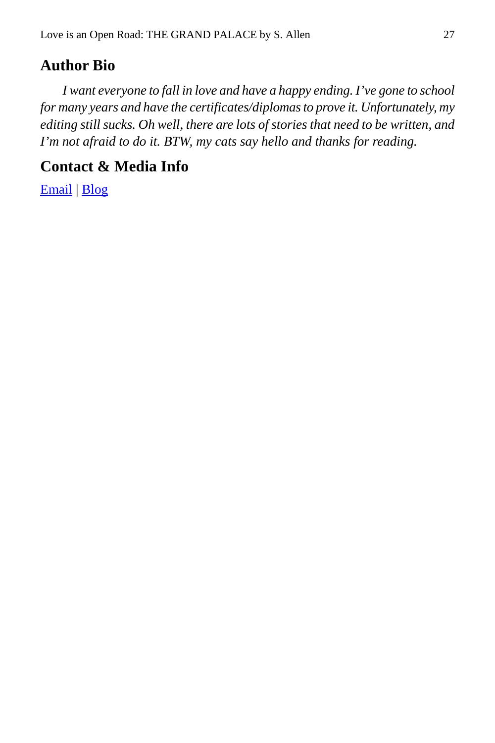## Author Bio

*I want everyone to fall in love and have a happy ending. I've gone to school for many years and have the certificates/diplomas to prove it. Unfortunately, my editing still sucks. Oh well, there are lots of stories that need to be written, and I'm not afraid to do it. BTW, my cats say hello and thanks for reading.*

## Contact & Media Info

Email | Blog